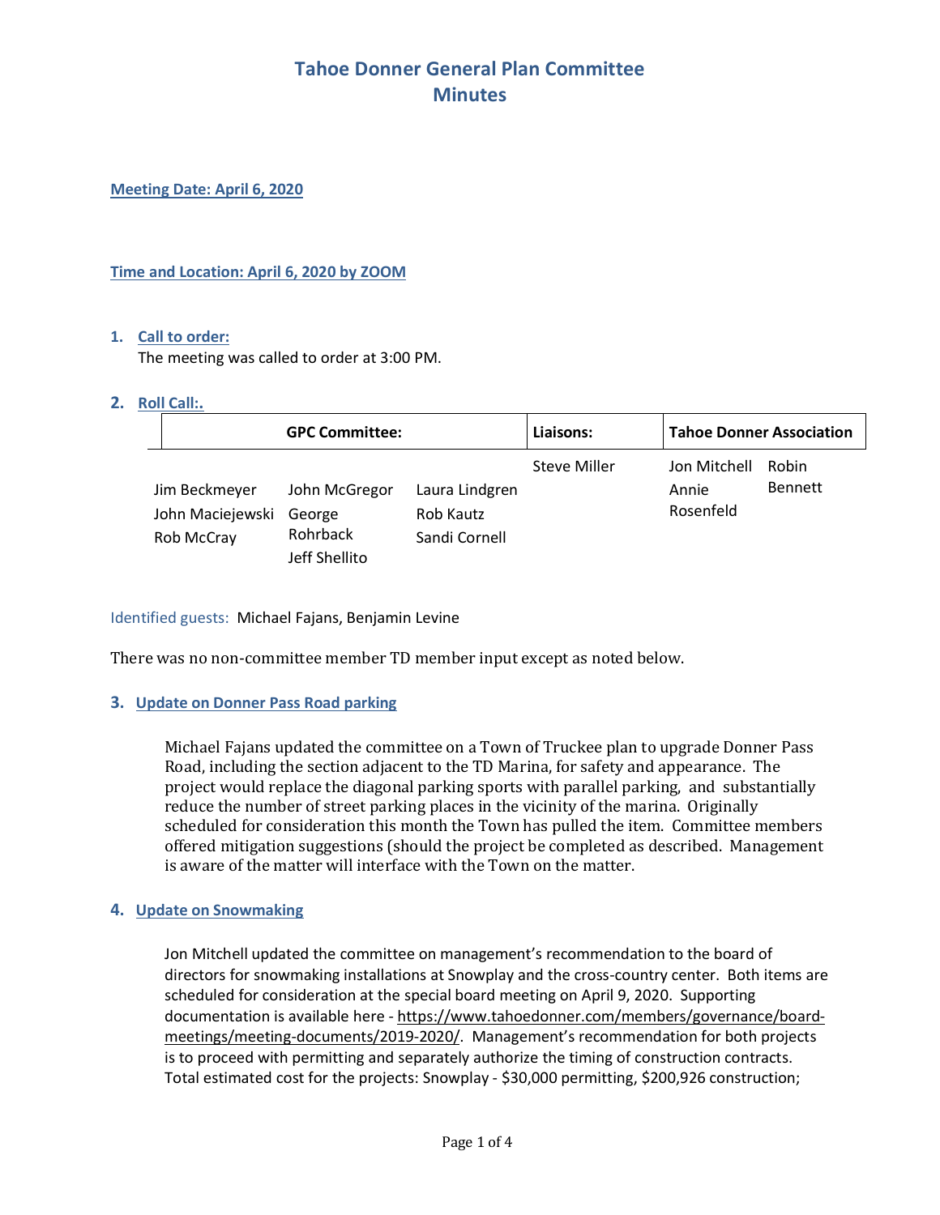# Tahoe Donner General Plan Committee
# Minutes

**Meeting Date: April 6, 2020**

**Time and Location: April 6, 2020 by ZOOM**

1. **Call to order:**
   The meeting was called to order at 3:00 PM.

2. **Roll Call:.**

| GPC Committee: | | | Liaisons: | Tahoe Donner Association | |
|---|---|---|---|---|---|
| Jim Beckmeyer<br>John Maciejewski<br>Rob McCray | John McGregor<br>George Rohrback<br>Jeff Shellito | Laura Lindgren<br>Rob Kautz<br>Sandi Cornell | Steve Miller | Jon Mitchell<br>Annie Rosenfeld | Robin Bennett |

Identified guests: Michael Fajans, Benjamin Levine

There was no non-committee member TD member input except as noted below.

3. **Update on Donner Pass Road parking**

   Michael Fajans updated the committee on a Town of Truckee plan to upgrade Donner Pass Road, including the section adjacent to the TD Marina, for safety and appearance. The project would replace the diagonal parking sports with parallel parking, and substantially reduce the number of street parking places in the vicinity of the marina. Originally scheduled for consideration this month the Town has pulled the item. Committee members offered mitigation suggestions (should the project be completed as described. Management is aware of the matter will interface with the Town on the matter.

4. **Update on Snowmaking**

   Jon Mitchell updated the committee on management's recommendation to the board of directors for snowmaking installations at Snowplay and the cross-country center. Both items are scheduled for consideration at the special board meeting on April 9, 2020. Supporting documentation is available here - https://www.tahoedonner.com/members/governance/board-meetings/meeting-documents/2019-2020/. Management's recommendation for both projects is to proceed with permitting and separately authorize the timing of construction contracts. Total estimated cost for the projects: Snowplay - $30,000 permitting, $200,926 construction;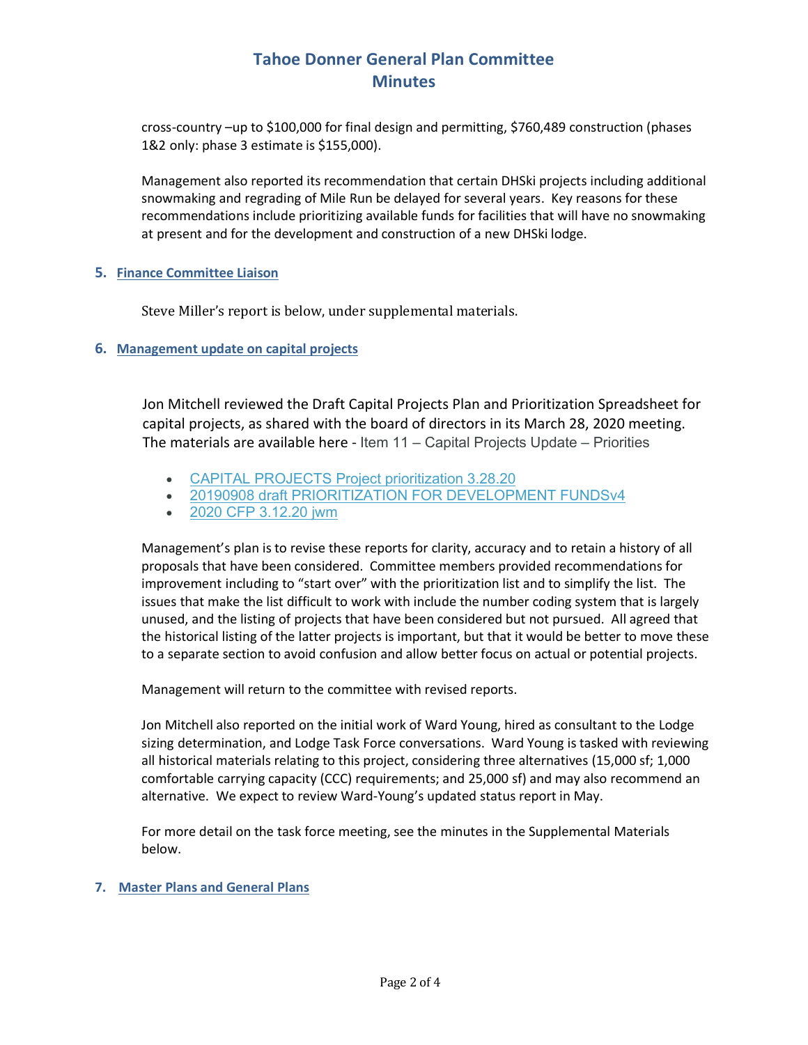cross-country –up to $100,000 for final design and permitting, $760,489 construction (phases 1&2 only: phase 3 estimate is $155,000).

Management also reported its recommendation that certain DHSki projects including additional snowmaking and regrading of Mile Run be delayed for several years. Key reasons for these recommendations include prioritizing available funds for facilities that will have no snowmaking at present and for the development and construction of a new DHSki lodge.

## 5. Finance Committee Liaison

Steve Miller's report is below, under supplemental materials.

## 6. Management update on capital projects

Jon Mitchell reviewed the Draft Capital Projects Plan and Prioritization Spreadsheet for capital projects, as shared with the board of directors in its March 28, 2020 meeting. The materials are available here - Item 11 – Capital Projects Update – Priorities

- CAPITAL PROJECTS Project prioritization 3.28.20
- 20190908 draft PRIORITIZATION FOR DEVELOPMENT FUNDSv4
- 2020 CFP 3.12.20 jwm

Management's plan is to revise these reports for clarity, accuracy and to retain a history of all proposals that have been considered. Committee members provided recommendations for improvement including to "start over" with the prioritization list and to simplify the list. The issues that make the list difficult to work with include the number coding system that is largely unused, and the listing of projects that have been considered but not pursued. All agreed that the historical listing of the latter projects is important, but that it would be better to move these to a separate section to avoid confusion and allow better focus on actual or potential projects.

Management will return to the committee with revised reports.

Jon Mitchell also reported on the initial work of Ward Young, hired as consultant to the Lodge sizing determination, and Lodge Task Force conversations. Ward Young is tasked with reviewing all historical materials relating to this project, considering three alternatives (15,000 sf; 1,000 comfortable carrying capacity (CCC) requirements; and 25,000 sf) and may also recommend an alternative. We expect to review Ward-Young's updated status report in May.

For more detail on the task force meeting, see the minutes in the Supplemental Materials below.

## 7. Master Plans and General Plans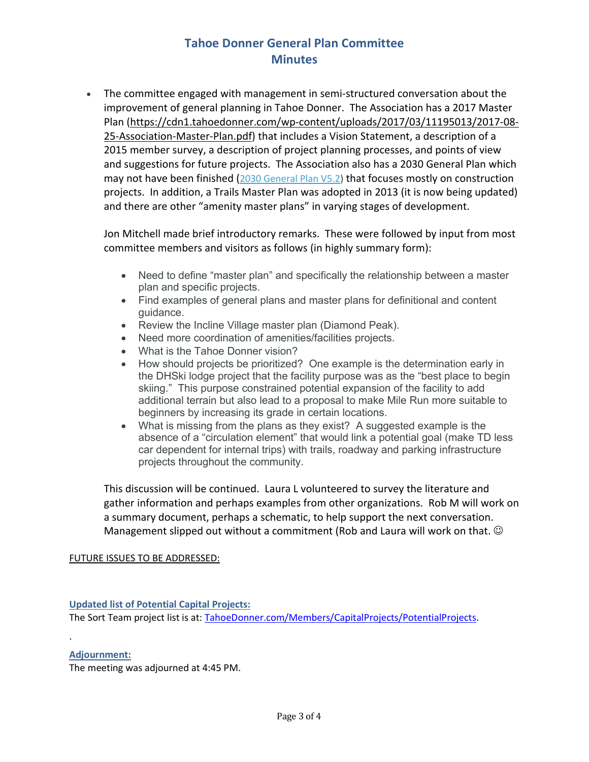# Tahoe Donner General Plan Committee
# Minutes

- The committee engaged with management in semi-structured conversation about the improvement of general planning in Tahoe Donner. The Association has a 2017 Master Plan (https://cdn1.tahoedonner.com/wp-content/uploads/2017/03/11195013/2017-08-25-Association-Master-Plan.pdf) that includes a Vision Statement, a description of a 2015 member survey, a description of project planning processes, and points of view and suggestions for future projects. The Association also has a 2030 General Plan which may not have been finished (2030 General Plan V5.2) that focuses mostly on construction projects. In addition, a Trails Master Plan was adopted in 2013 (it is now being updated) and there are other "amenity master plans" in varying stages of development.

  Jon Mitchell made brief introductory remarks. These were followed by input from most committee members and visitors as follows (in highly summary form):

  - Need to define "master plan" and specifically the relationship between a master plan and specific projects.
  - Find examples of general plans and master plans for definitional and content guidance.
  - Review the Incline Village master plan (Diamond Peak).
  - Need more coordination of amenities/facilities projects.
  - What is the Tahoe Donner vision?
  - How should projects be prioritized? One example is the determination early in the DHSki lodge project that the facility purpose was as the "best place to begin skiing." This purpose constrained potential expansion of the facility to add additional terrain but also lead to a proposal to make Mile Run more suitable to beginners by increasing its grade in certain locations.
  - What is missing from the plans as they exist? A suggested example is the absence of a "circulation element" that would link a potential goal (make TD less car dependent for internal trips) with trails, roadway and parking infrastructure projects throughout the community.

  This discussion will be continued. Laura L volunteered to survey the literature and gather information and perhaps examples from other organizations. Rob M will work on a summary document, perhaps a schematic, to help support the next conversation. Management slipped out without a commitment (Rob and Laura will work on that. ☺

<u>FUTURE ISSUES TO BE ADDRESSED:</u>

**<u>Updated list of Potential Capital Projects:</u>**
The Sort Team project list is at: TahoeDonner.com/Members/CapitalProjects/PotentialProjects.

.

**<u>Adjournment:</u>**
The meeting was adjourned at 4:45 PM.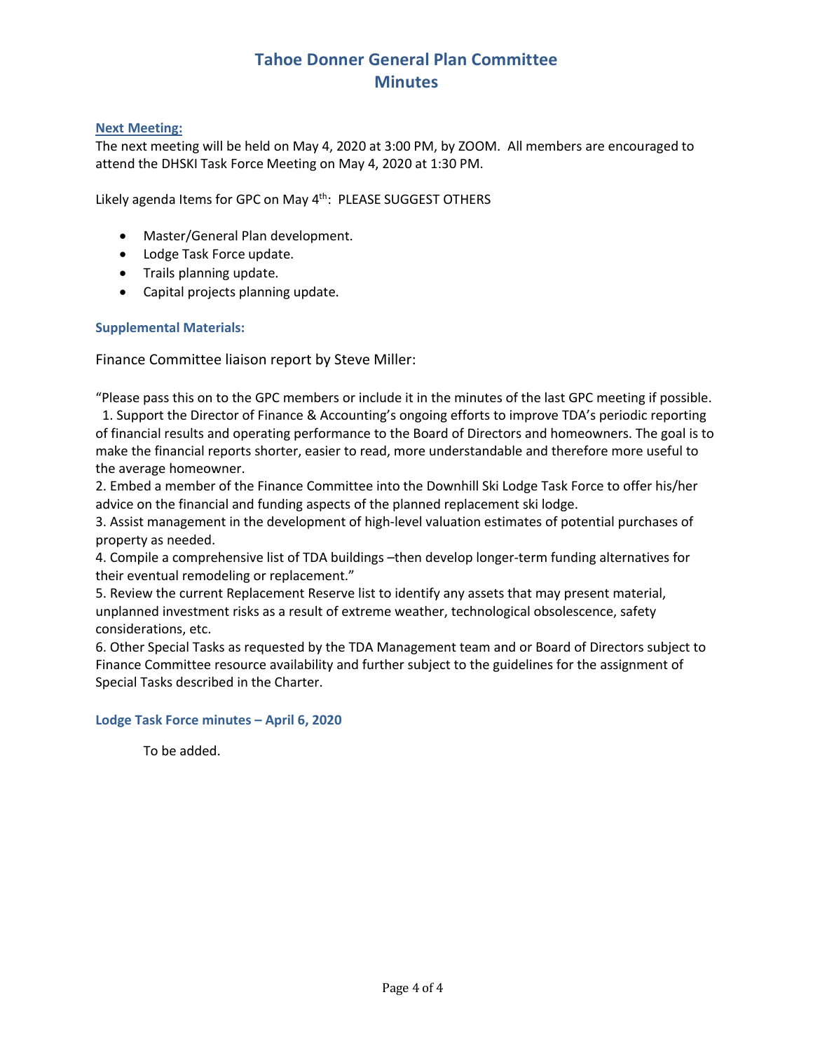# Tahoe Donner General Plan Committee
# Minutes

### Next Meeting:

The next meeting will be held on May 4, 2020 at 3:00 PM, by ZOOM. All members are encouraged to attend the DHSKI Task Force Meeting on May 4, 2020 at 1:30 PM.

Likely agenda Items for GPC on May 4th: PLEASE SUGGEST OTHERS

- Master/General Plan development.
- Lodge Task Force update.
- Trails planning update.
- Capital projects planning update.

### Supplemental Materials:

Finance Committee liaison report by Steve Miller:

"Please pass this on to the GPC members or include it in the minutes of the last GPC meeting if possible.

1. Support the Director of Finance & Accounting's ongoing efforts to improve TDA's periodic reporting of financial results and operating performance to the Board of Directors and homeowners. The goal is to make the financial reports shorter, easier to read, more understandable and therefore more useful to the average homeowner.
2. Embed a member of the Finance Committee into the Downhill Ski Lodge Task Force to offer his/her advice on the financial and funding aspects of the planned replacement ski lodge.
3. Assist management in the development of high-level valuation estimates of potential purchases of property as needed.
4. Compile a comprehensive list of TDA buildings –then develop longer-term funding alternatives for their eventual remodeling or replacement."
5. Review the current Replacement Reserve list to identify any assets that may present material, unplanned investment risks as a result of extreme weather, technological obsolescence, safety considerations, etc.
6. Other Special Tasks as requested by the TDA Management team and or Board of Directors subject to Finance Committee resource availability and further subject to the guidelines for the assignment of Special Tasks described in the Charter.

### Lodge Task Force minutes – April 6, 2020

To be added.